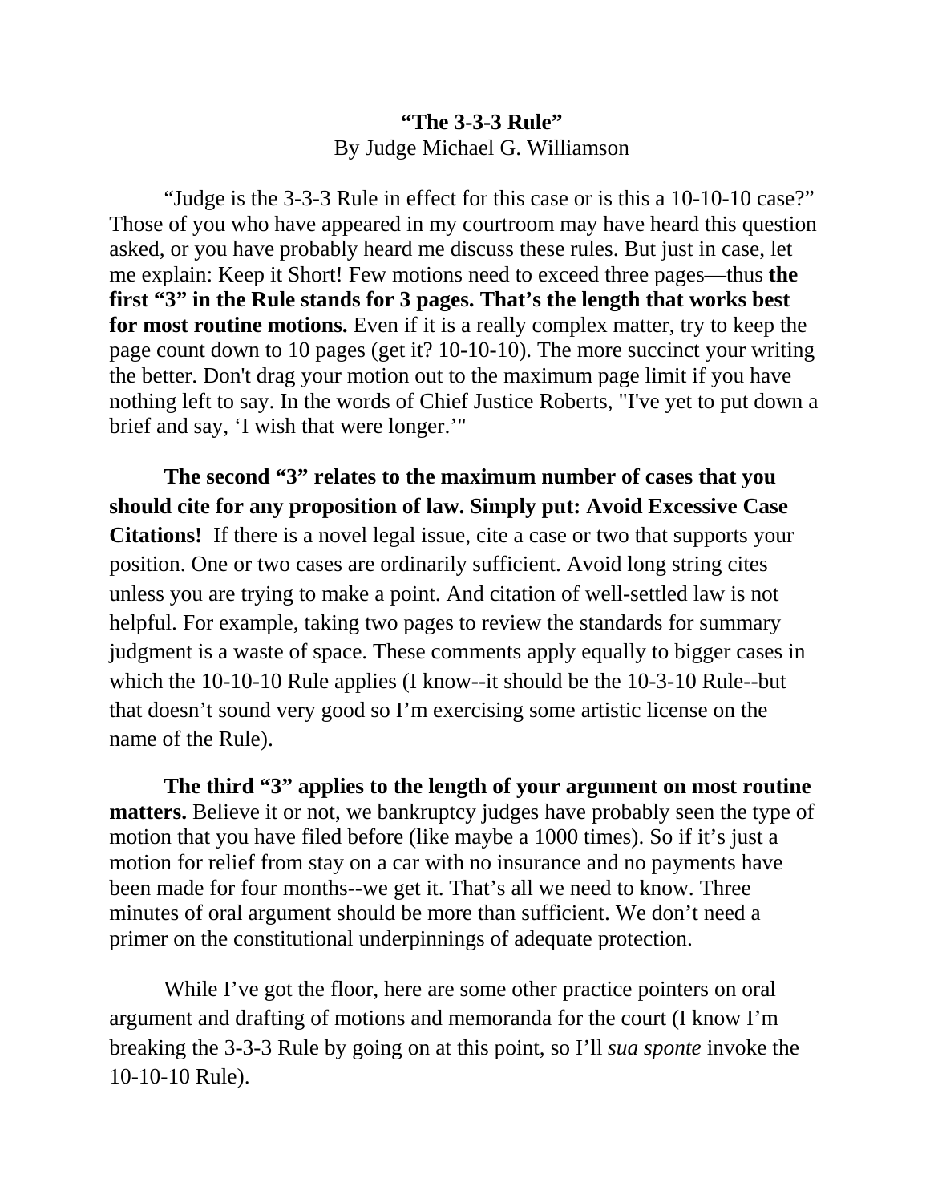**"The 3-3-3 Rule"**
By Judge Michael G. Williamson

"Judge is the 3-3-3 Rule in effect for this case or is this a 10-10-10 case?" Those of you who have appeared in my courtroom may have heard this question asked, or you have probably heard me discuss these rules. But just in case, let me explain: Keep it Short! Few motions need to exceed three pages—thus **the first "3" in the Rule stands for 3 pages. That's the length that works best for most routine motions.** Even if it is a really complex matter, try to keep the page count down to 10 pages (get it? 10-10-10). The more succinct your writing the better. Don't drag your motion out to the maximum page limit if you have nothing left to say. In the words of Chief Justice Roberts, "I've yet to put down a brief and say, 'I wish that were longer.'"

**The second "3" relates to the maximum number of cases that you should cite for any proposition of law. Simply put: Avoid Excessive Case Citations!** If there is a novel legal issue, cite a case or two that supports your position. One or two cases are ordinarily sufficient. Avoid long string cites unless you are trying to make a point. And citation of well-settled law is not helpful. For example, taking two pages to review the standards for summary judgment is a waste of space. These comments apply equally to bigger cases in which the 10-10-10 Rule applies (I know--it should be the 10-3-10 Rule--but that doesn't sound very good so I'm exercising some artistic license on the name of the Rule).

**The third "3" applies to the length of your argument on most routine matters.** Believe it or not, we bankruptcy judges have probably seen the type of motion that you have filed before (like maybe a 1000 times). So if it's just a motion for relief from stay on a car with no insurance and no payments have been made for four months--we get it. That's all we need to know. Three minutes of oral argument should be more than sufficient. We don't need a primer on the constitutional underpinnings of adequate protection.

While I've got the floor, here are some other practice pointers on oral argument and drafting of motions and memoranda for the court (I know I'm breaking the 3-3-3 Rule by going on at this point, so I'll *sua sponte* invoke the 10-10-10 Rule).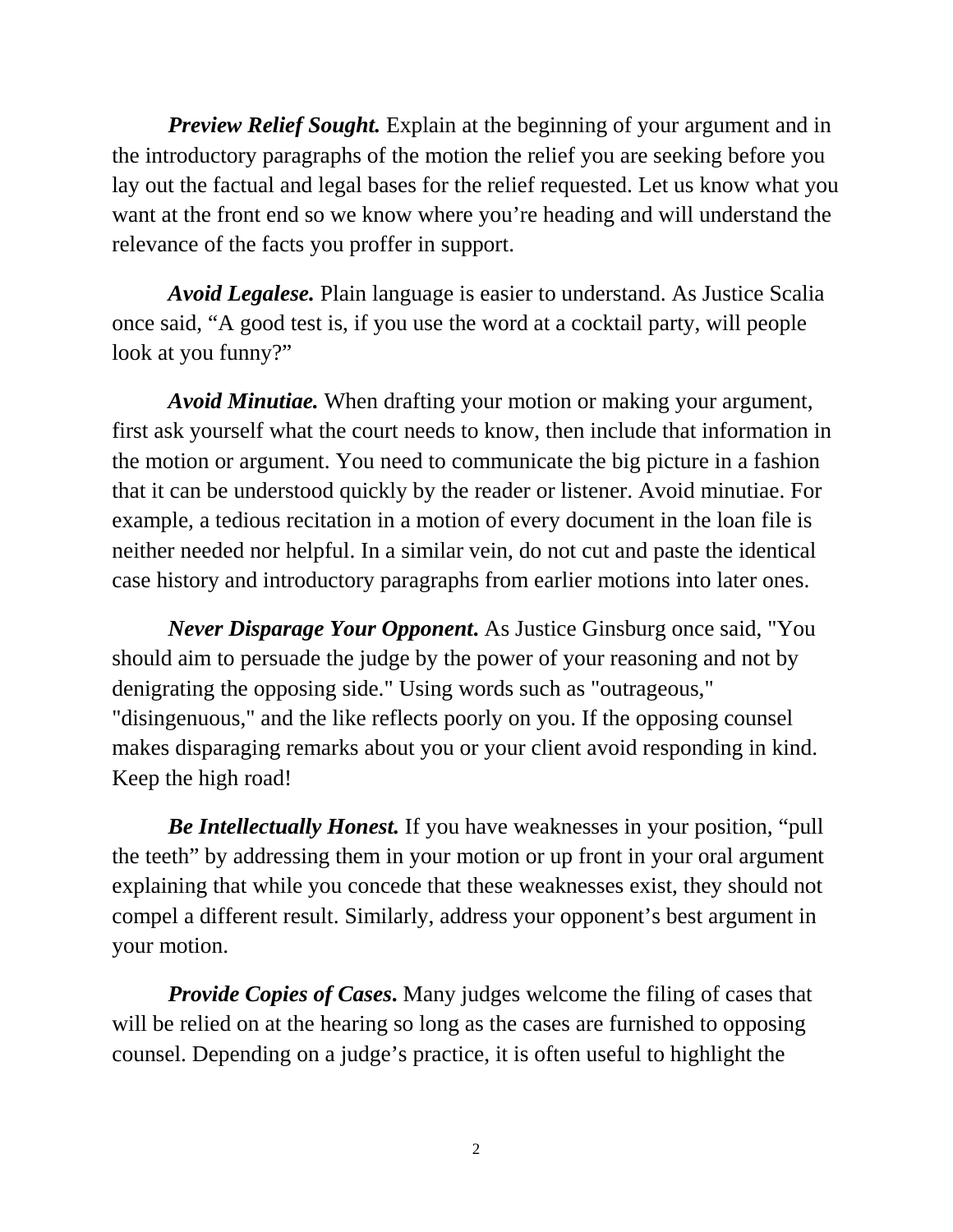***Preview Relief Sought.*** Explain at the beginning of your argument and in the introductory paragraphs of the motion the relief you are seeking before you lay out the factual and legal bases for the relief requested. Let us know what you want at the front end so we know where you're heading and will understand the relevance of the facts you proffer in support.

***Avoid Legalese.*** Plain language is easier to understand. As Justice Scalia once said, "A good test is, if you use the word at a cocktail party, will people look at you funny?"

***Avoid Minutiae.*** When drafting your motion or making your argument, first ask yourself what the court needs to know, then include that information in the motion or argument. You need to communicate the big picture in a fashion that it can be understood quickly by the reader or listener. Avoid minutiae. For example, a tedious recitation in a motion of every document in the loan file is neither needed nor helpful. In a similar vein, do not cut and paste the identical case history and introductory paragraphs from earlier motions into later ones.

***Never Disparage Your Opponent.*** As Justice Ginsburg once said, "You should aim to persuade the judge by the power of your reasoning and not by denigrating the opposing side." Using words such as "outrageous," "disingenuous," and the like reflects poorly on you. If the opposing counsel makes disparaging remarks about you or your client avoid responding in kind. Keep the high road!

***Be Intellectually Honest.*** If you have weaknesses in your position, "pull the teeth" by addressing them in your motion or up front in your oral argument explaining that while you concede that these weaknesses exist, they should not compel a different result. Similarly, address your opponent's best argument in your motion.

***Provide Copies of Cases.*** Many judges welcome the filing of cases that will be relied on at the hearing so long as the cases are furnished to opposing counsel. Depending on a judge's practice, it is often useful to highlight the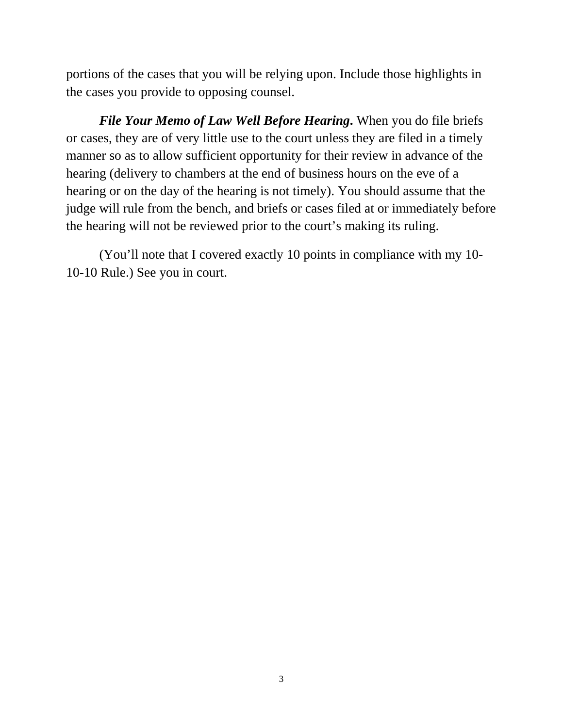portions of the cases that you will be relying upon. Include those highlights in the cases you provide to opposing counsel.

***File Your Memo of Law Well Before Hearing.*** When you do file briefs or cases, they are of very little use to the court unless they are filed in a timely manner so as to allow sufficient opportunity for their review in advance of the hearing (delivery to chambers at the end of business hours on the eve of a hearing or on the day of the hearing is not timely). You should assume that the judge will rule from the bench, and briefs or cases filed at or immediately before the hearing will not be reviewed prior to the court's making its ruling.

(You'll note that I covered exactly 10 points in compliance with my 10-10-10 Rule.) See you in court.